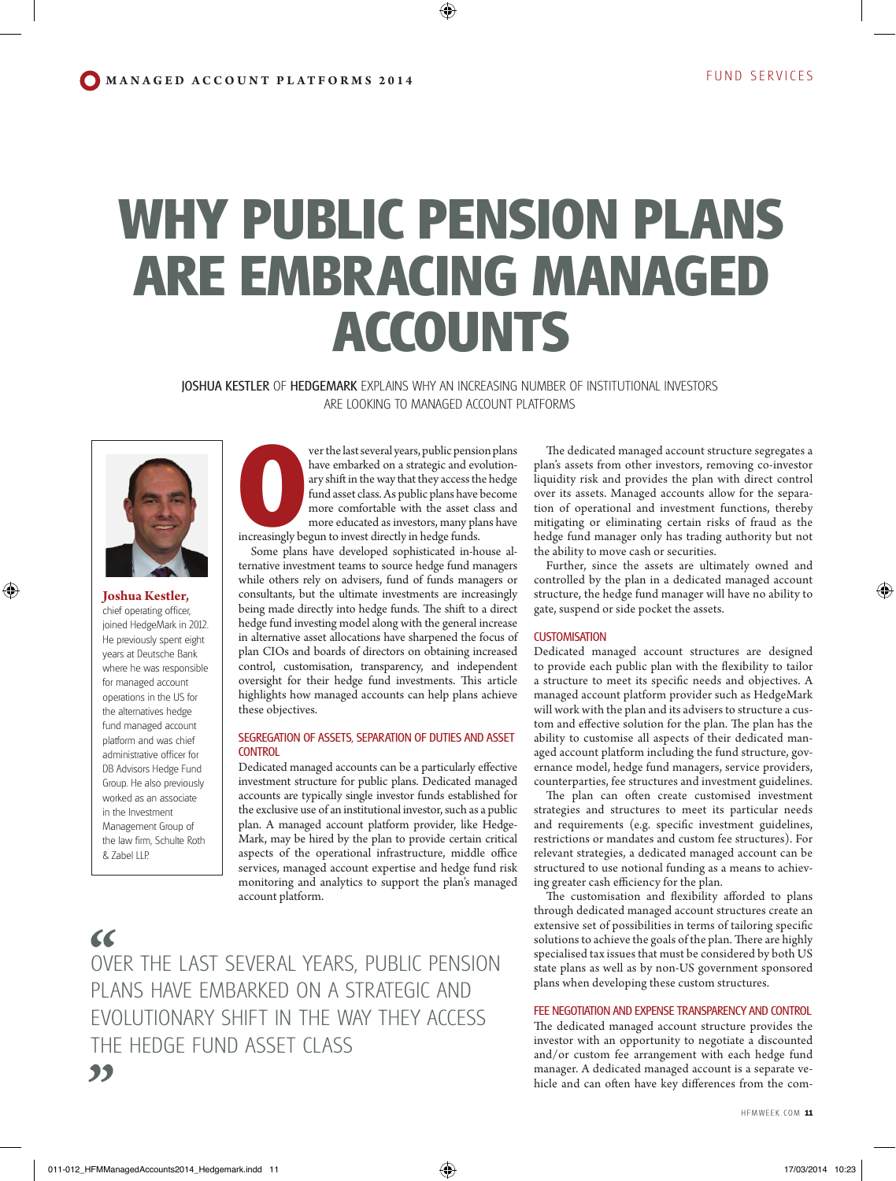# WHY PUBLIC PENSION PLANS ARE EMBRACING MANAGED ACCOUNTS

**JOSHUA KESTLER** OF **HEDGEMARK** EXPLAINS WHY AN INCREASING NUMBER OF INSTITUTIONAL INVESTORS ARE LOOKING TO MANAGED ACCOUNT PLATFORMS

**Joshua Kestler,** chief operating officer, joined HedgeMark in 2012. He previously spent eight years at Deutsche Bank where he was responsible for managed account operations in the US for the alternatives hedge fund managed account platform and was chief administrative officer for DB Advisors Hedge Fund Group. He also previously worked as an associate in the Investment Management Group of the law firm, Schulte Roth & Zabel LLP.

Over the last several years, public pension plans have embarked on a strategic and evolutionary shift in the way that they access the hedge fund asset class. As public plans have become more comfortable with the asset class and more educated as investors, many plans have increasingly begun to invest directly in hedge funds.

Some plans have developed sophisticated in-house alternative investment teams to source hedge fund managers while others rely on advisers, fund of funds managers or consultants, but the ultimate investments are increasingly being made directly into hedge funds. The shift to a direct hedge fund investing model along with the general increase in alternative asset allocations have sharpened the focus of plan CIOs and boards of directors on obtaining increased control, customisation, transparency, and independent oversight for their hedge fund investments. This article highlights how managed accounts can help plans achieve these objectives.

## SEGREGATION OF ASSETS, SEPARATION OF DUTIES AND ASSET CONTROL

Dedicated managed accounts can be a particularly effective investment structure for public plans. Dedicated managed accounts are typically single investor funds established for the exclusive use of an institutional investor, such as a public plan. A managed account platform provider, like HedgeMark, may be hired by the plan to provide certain critical aspects of the operational infrastructure, middle office services, managed account expertise and hedge fund risk monitoring and analytics to support the plan's managed account platform.

> "OVER THE LAST SEVERAL YEARS, PUBLIC PENSION PLANS HAVE EMBARKED ON A STRATEGIC AND EVOLUTIONARY SHIFT IN THE WAY THEY ACCESS THE HEDGE FUND ASSET CLASS"

The dedicated managed account structure segregates a plan's assets from other investors, removing co-investor liquidity risk and provides the plan with direct control over its assets. Managed accounts allow for the separation of operational and investment functions, thereby mitigating or eliminating certain risks of fraud as the hedge fund manager only has trading authority but not the ability to move cash or securities.

Further, since the assets are ultimately owned and controlled by the plan in a dedicated managed account structure, the hedge fund manager will have no ability to gate, suspend or side pocket the assets.

## CUSTOMISATION

Dedicated managed account structures are designed to provide each public plan with the flexibility to tailor a structure to meet its specific needs and objectives. A managed account platform provider such as HedgeMark will work with the plan and its advisers to structure a custom and effective solution for the plan. The plan has the ability to customise all aspects of their dedicated managed account platform including the fund structure, governance model, hedge fund managers, service providers, counterparties, fee structures and investment guidelines.

The plan can often create customised investment strategies and structures to meet its particular needs and requirements (e.g. specific investment guidelines, restrictions or mandates and custom fee structures). For relevant strategies, a dedicated managed account can be structured to use notional funding as a means to achieving greater cash efficiency for the plan.

The customisation and flexibility afforded to plans through dedicated managed account structures create an extensive set of possibilities in terms of tailoring specific solutions to achieve the goals of the plan. There are highly specialised tax issues that must be considered by both US state plans as well as by non-US government sponsored plans when developing these custom structures.

## FEE NEGOTIATION AND EXPENSE TRANSPARENCY AND CONTROL

The dedicated managed account structure provides the investor with an opportunity to negotiate a discounted and/or custom fee arrangement with each hedge fund manager. A dedicated managed account is a separate vehicle and can often have key differences from the com-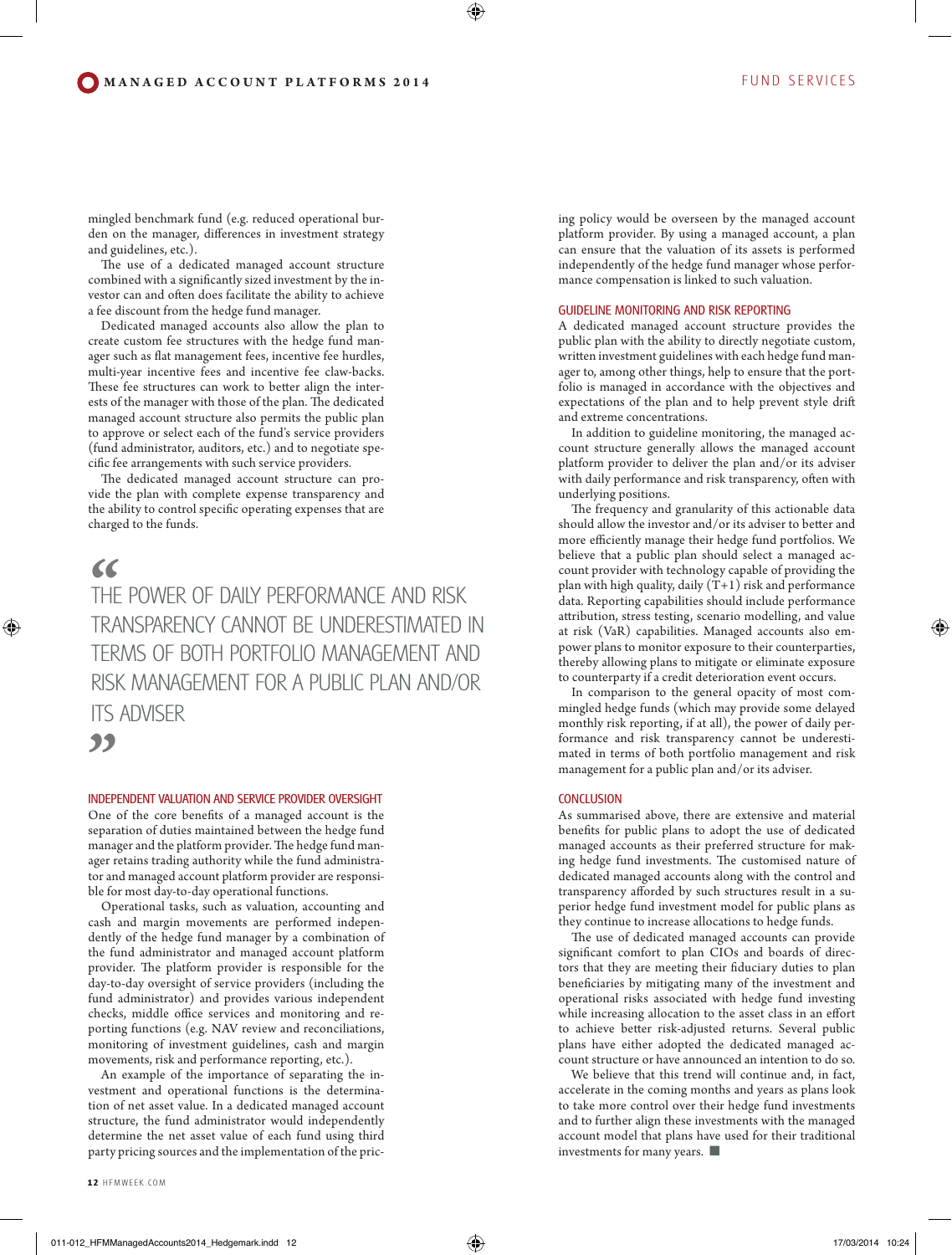mingled benchmark fund (e.g. reduced operational burden on the manager, differences in investment strategy and guidelines, etc.).

The use of a dedicated managed account structure combined with a significantly sized investment by the investor can and often does facilitate the ability to achieve a fee discount from the hedge fund manager.

Dedicated managed accounts also allow the plan to create custom fee structures with the hedge fund manager such as flat management fees, incentive fee hurdles, multi-year incentive fees and incentive fee claw-backs. These fee structures can work to better align the interests of the manager with those of the plan. The dedicated managed account structure also permits the public plan to approve or select each of the fund's service providers (fund administrator, auditors, etc.) and to negotiate specific fee arrangements with such service providers.

The dedicated managed account structure can provide the plan with complete expense transparency and the ability to control specific operating expenses that are charged to the funds.

> "THE POWER OF DAILY PERFORMANCE AND RISK TRANSPARENCY CANNOT BE UNDERESTIMATED IN TERMS OF BOTH PORTFOLIO MANAGEMENT AND RISK MANAGEMENT FOR A PUBLIC PLAN AND/OR ITS ADVISER"

## INDEPENDENT VALUATION AND SERVICE PROVIDER OVERSIGHT

One of the core benefits of a managed account is the separation of duties maintained between the hedge fund manager and the platform provider. The hedge fund manager retains trading authority while the fund administrator and managed account platform provider are responsible for most day-to-day operational functions.

Operational tasks, such as valuation, accounting and cash and margin movements are performed independently of the hedge fund manager by a combination of the fund administrator and managed account platform provider. The platform provider is responsible for the day-to-day oversight of service providers (including the fund administrator) and provides various independent checks, middle office services and monitoring and reporting functions (e.g. NAV review and reconciliations, monitoring of investment guidelines, cash and margin movements, risk and performance reporting, etc.).

An example of the importance of separating the investment and operational functions is the determination of net asset value. In a dedicated managed account structure, the fund administrator would independently determine the net asset value of each fund using third party pricing sources and the implementation of the pricing policy would be overseen by the managed account platform provider. By using a managed account, a plan can ensure that the valuation of its assets is performed independently of the hedge fund manager whose performance compensation is linked to such valuation.

## GUIDELINE MONITORING AND RISK REPORTING

A dedicated managed account structure provides the public plan with the ability to directly negotiate custom, written investment guidelines with each hedge fund manager to, among other things, help to ensure that the portfolio is managed in accordance with the objectives and expectations of the plan and to help prevent style drift and extreme concentrations.

In addition to guideline monitoring, the managed account structure generally allows the managed account platform provider to deliver the plan and/or its adviser with daily performance and risk transparency, often with underlying positions.

The frequency and granularity of this actionable data should allow the investor and/or its adviser to better and more efficiently manage their hedge fund portfolios. We believe that a public plan should select a managed account provider with technology capable of providing the plan with high quality, daily (T+1) risk and performance data. Reporting capabilities should include performance attribution, stress testing, scenario modelling, and value at risk (VaR) capabilities. Managed accounts also empower plans to monitor exposure to their counterparties, thereby allowing plans to mitigate or eliminate exposure to counterparty if a credit deterioration event occurs.

In comparison to the general opacity of most commingled hedge funds (which may provide some delayed monthly risk reporting, if at all), the power of daily performance and risk transparency cannot be underestimated in terms of both portfolio management and risk management for a public plan and/or its adviser.

## CONCLUSION

As summarised above, there are extensive and material benefits for public plans to adopt the use of dedicated managed accounts as their preferred structure for making hedge fund investments. The customised nature of dedicated managed accounts along with the control and transparency afforded by such structures result in a superior hedge fund investment model for public plans as they continue to increase allocations to hedge funds.

The use of dedicated managed accounts can provide significant comfort to plan CIOs and boards of directors that they are meeting their fiduciary duties to plan beneficiaries by mitigating many of the investment and operational risks associated with hedge fund investing while increasing allocation to the asset class in an effort to achieve better risk-adjusted returns. Several public plans have either adopted the dedicated managed account structure or have announced an intention to do so.

We believe that this trend will continue and, in fact, accelerate in the coming months and years as plans look to take more control over their hedge fund investments and to further align these investments with the managed account model that plans have used for their traditional investments for many years. ■